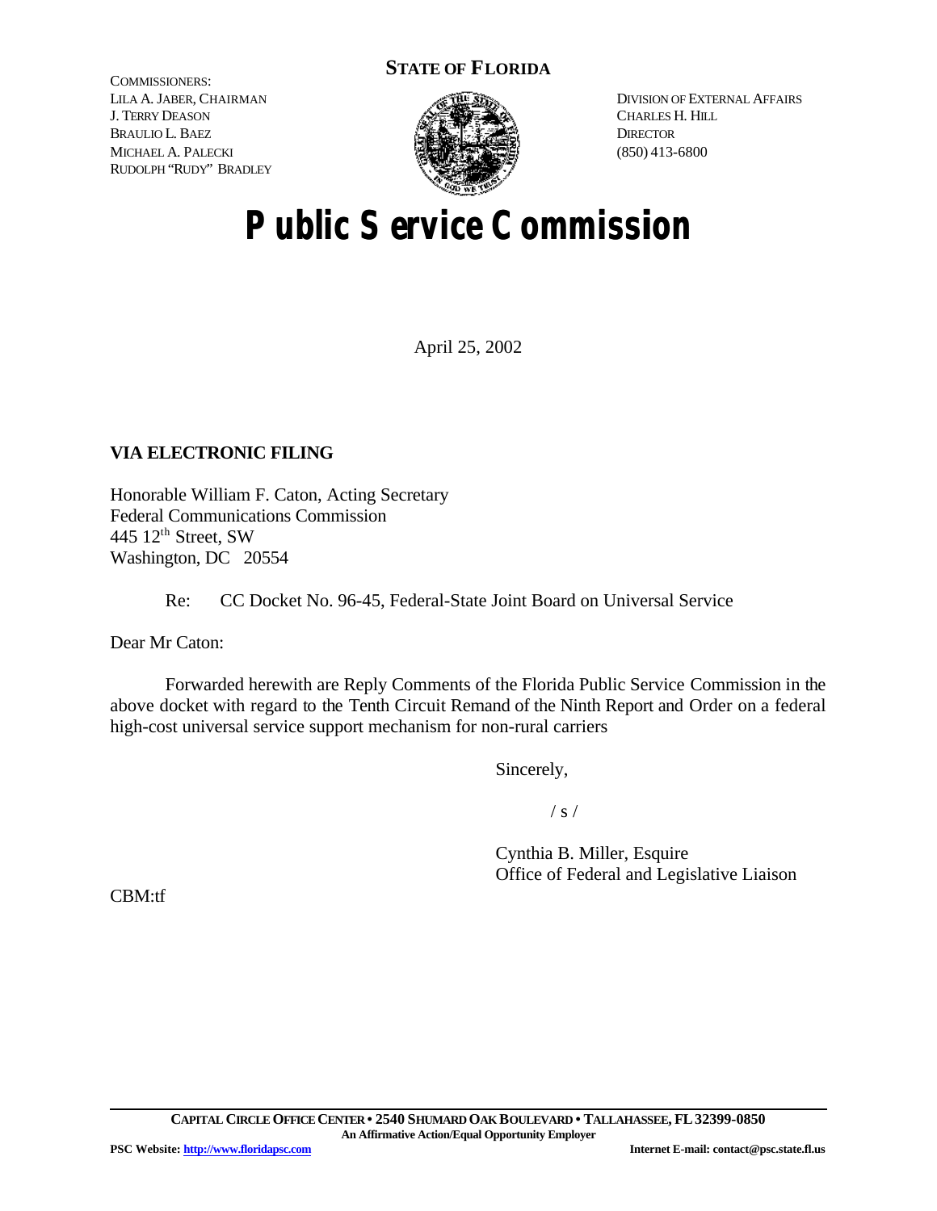COMMISSIONERS:
LILA A. JABER, CHAIRMAN
J. TERRY DEASON
BRAULIO L. BAEZ
MICHAEL A. PALECKI
RUDOLPH "RUDY" BRADLEY

**STATE OF FLORIDA**

DIVISION OF EXTERNAL AFFAIRS
CHARLES H. HILL
DIRECTOR
(850) 413-6800

# Public Service Commission

April 25, 2002

**VIA ELECTRONIC FILING**

Honorable William F. Caton, Acting Secretary
Federal Communications Commission
445 12th Street, SW
Washington, DC 20554

Re: CC Docket No. 96-45, Federal-State Joint Board on Universal Service

Dear Mr Caton:

Forwarded herewith are Reply Comments of the Florida Public Service Commission in the above docket with regard to the Tenth Circuit Remand of the Ninth Report and Order on a federal high-cost universal service support mechanism for non-rural carriers

Sincerely,

/ s /

Cynthia B. Miller, Esquire
Office of Federal and Legislative Liaison

CBM:tf

**CAPITAL CIRCLE OFFICE CENTER • 2540 SHUMARD OAK BOULEVARD • TALLAHASSEE, FL 32399-0850**
**An Affirmative Action/Equal Opportunity Employer**

**PSC Website: http://www.floridapsc.com** **Internet E-mail: contact@psc.state.fl.us**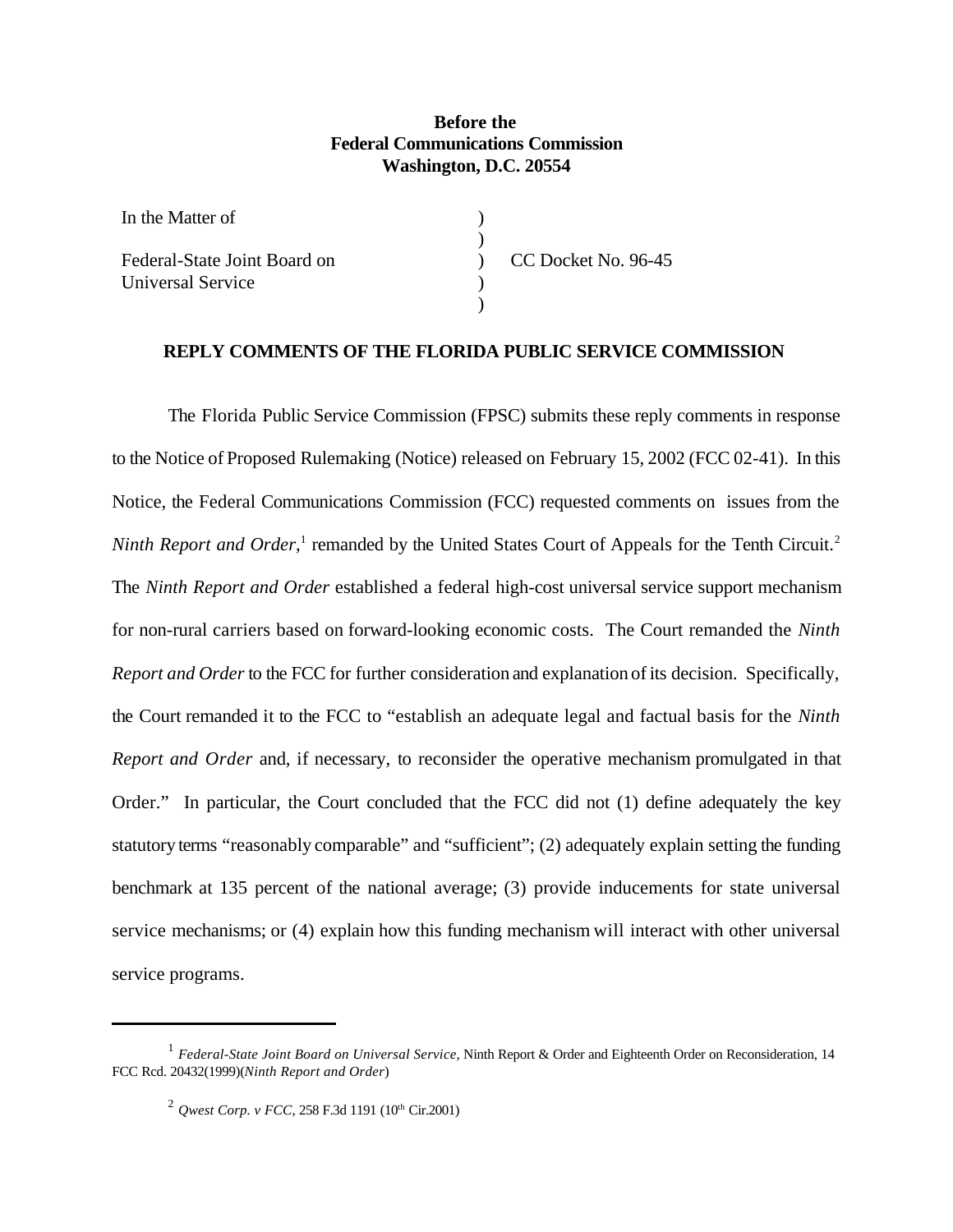**Before the**
**Federal Communications Commission**
**Washington, D.C. 20554**

| | | |
|---|---|---|
| In the Matter of | ) | |
| | ) | |
| Federal-State Joint Board on Universal Service | ) | CC Docket No. 96-45 |
| | ) | |
| | ) | |

**REPLY COMMENTS OF THE FLORIDA PUBLIC SERVICE COMMISSION**

The Florida Public Service Commission (FPSC) submits these reply comments in response to the Notice of Proposed Rulemaking (Notice) released on February 15, 2002 (FCC 02-41). In this Notice, the Federal Communications Commission (FCC) requested comments on issues from the *Ninth Report and Order*,[1] remanded by the United States Court of Appeals for the Tenth Circuit.[2] The *Ninth Report and Order* established a federal high-cost universal service support mechanism for non-rural carriers based on forward-looking economic costs. The Court remanded the *Ninth Report and Order* to the FCC for further consideration and explanation of its decision. Specifically, the Court remanded it to the FCC to "establish an adequate legal and factual basis for the *Ninth Report and Order* and, if necessary, to reconsider the operative mechanism promulgated in that Order." In particular, the Court concluded that the FCC did not (1) define adequately the key statutory terms "reasonably comparable" and "sufficient"; (2) adequately explain setting the funding benchmark at 135 percent of the national average; (3) provide inducements for state universal service mechanisms; or (4) explain how this funding mechanism will interact with other universal service programs.

---

[1] *Federal-State Joint Board on Universal Service,* Ninth Report & Order and Eighteenth Order on Reconsideration, 14 FCC Rcd. 20432(1999)(*Ninth Report and Order*)

[2] *Qwest Corp. v FCC*, 258 F.3d 1191 (10th Cir.2001)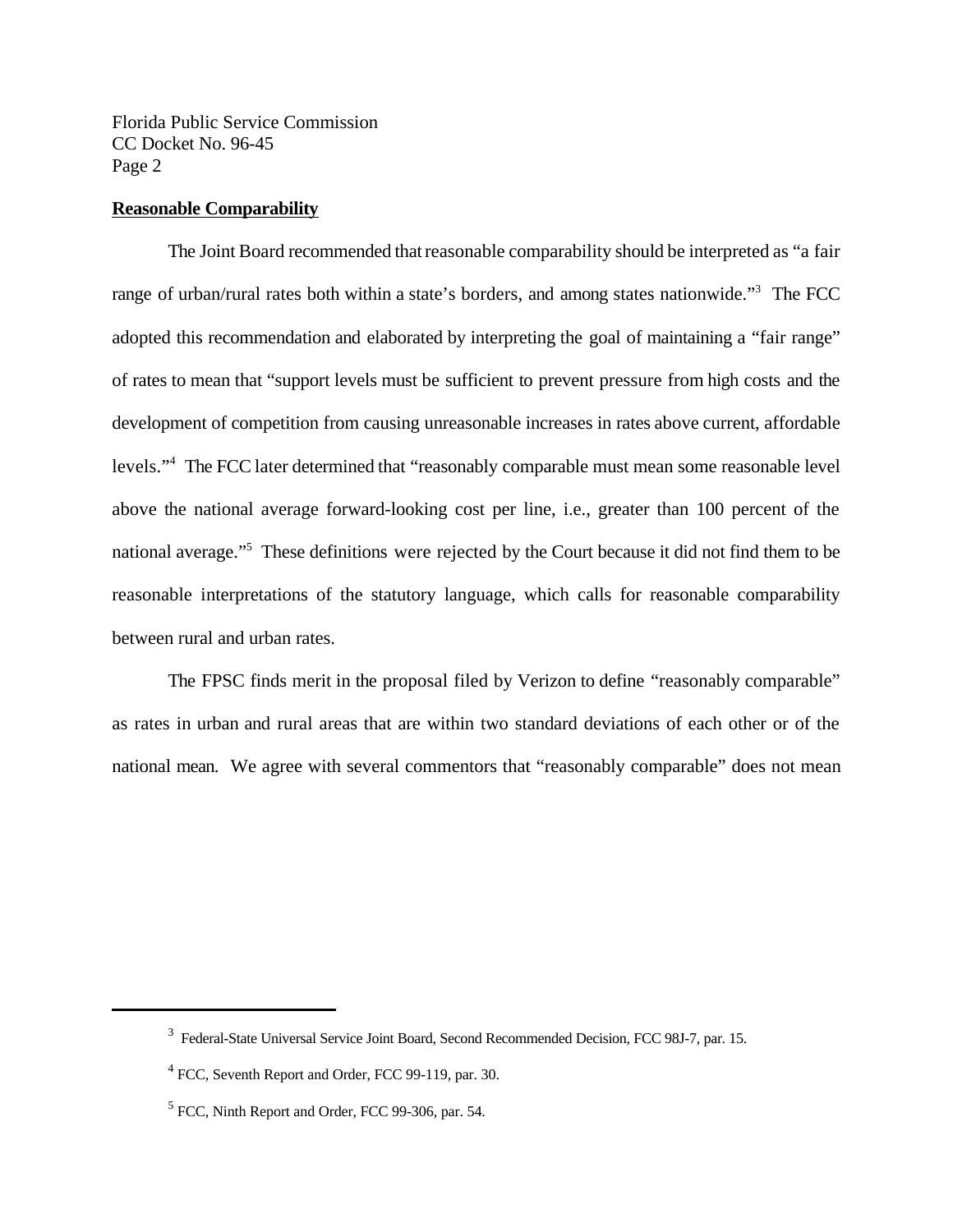**Reasonable Comparability**

The Joint Board recommended that reasonable comparability should be interpreted as "a fair range of urban/rural rates both within a state's borders, and among states nationwide."[3] The FCC adopted this recommendation and elaborated by interpreting the goal of maintaining a "fair range" of rates to mean that "support levels must be sufficient to prevent pressure from high costs and the development of competition from causing unreasonable increases in rates above current, affordable levels."[4] The FCC later determined that "reasonably comparable must mean some reasonable level above the national average forward-looking cost per line, i.e., greater than 100 percent of the national average."[5] These definitions were rejected by the Court because it did not find them to be reasonable interpretations of the statutory language, which calls for reasonable comparability between rural and urban rates.

The FPSC finds merit in the proposal filed by Verizon to define "reasonably comparable" as rates in urban and rural areas that are within two standard deviations of each other or of the national mean. We agree with several commentors that "reasonably comparable" does not mean

---

[3] Federal-State Universal Service Joint Board, Second Recommended Decision, FCC 98J-7, par. 15.

[4] FCC, Seventh Report and Order, FCC 99-119, par. 30.

[5] FCC, Ninth Report and Order, FCC 99-306, par. 54.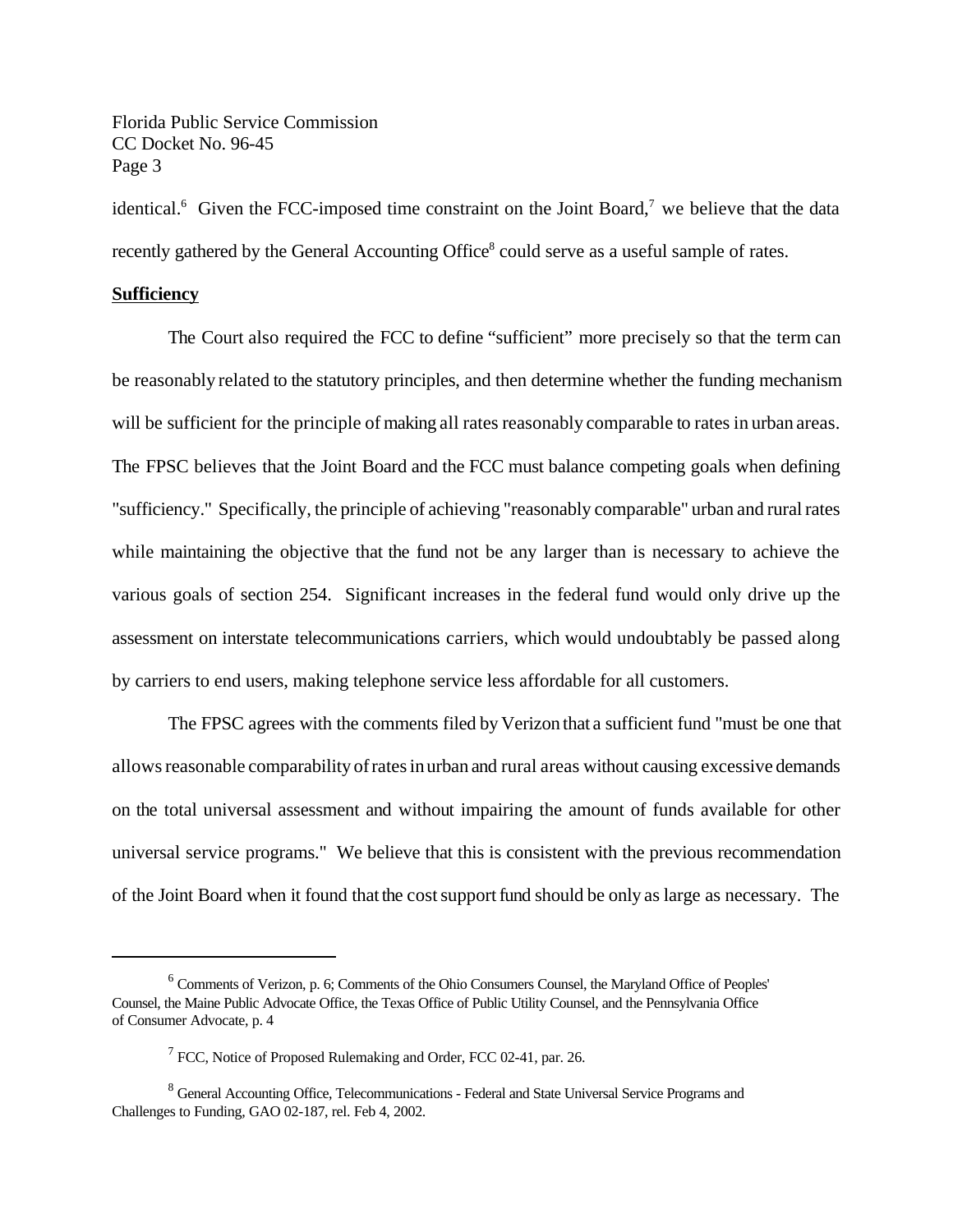identical.[6] Given the FCC-imposed time constraint on the Joint Board,[7] we believe that the data recently gathered by the General Accounting Office[8] could serve as a useful sample of rates.

**Sufficiency**

The Court also required the FCC to define "sufficient" more precisely so that the term can be reasonably related to the statutory principles, and then determine whether the funding mechanism will be sufficient for the principle of making all rates reasonably comparable to rates in urban areas. The FPSC believes that the Joint Board and the FCC must balance competing goals when defining "sufficiency." Specifically, the principle of achieving "reasonably comparable" urban and rural rates while maintaining the objective that the fund not be any larger than is necessary to achieve the various goals of section 254. Significant increases in the federal fund would only drive up the assessment on interstate telecommunications carriers, which would undoubtably be passed along by carriers to end users, making telephone service less affordable for all customers.

The FPSC agrees with the comments filed by Verizon that a sufficient fund "must be one that allows reasonable comparability of rates in urban and rural areas without causing excessive demands on the total universal assessment and without impairing the amount of funds available for other universal service programs." We believe that this is consistent with the previous recommendation of the Joint Board when it found that the cost support fund should be only as large as necessary. The

---

[6] Comments of Verizon, p. 6; Comments of the Ohio Consumers Counsel, the Maryland Office of Peoples' Counsel, the Maine Public Advocate Office, the Texas Office of Public Utility Counsel, and the Pennsylvania Office of Consumer Advocate, p. 4

[7] FCC, Notice of Proposed Rulemaking and Order, FCC 02-41, par. 26.

[8] General Accounting Office, Telecommunications - Federal and State Universal Service Programs and Challenges to Funding, GAO 02-187, rel. Feb 4, 2002.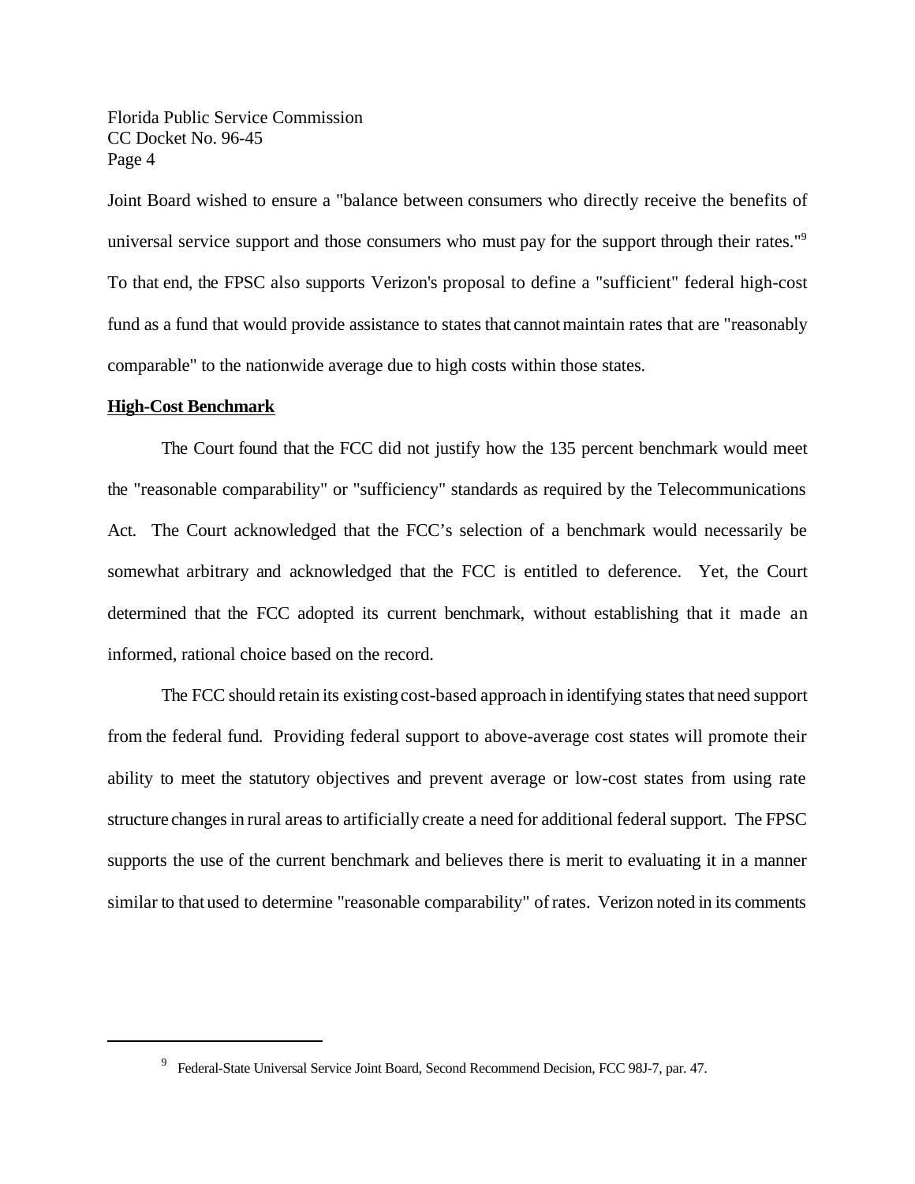Joint Board wished to ensure a "balance between consumers who directly receive the benefits of universal service support and those consumers who must pay for the support through their rates."[9] To that end, the FPSC also supports Verizon's proposal to define a "sufficient" federal high-cost fund as a fund that would provide assistance to states that cannot maintain rates that are "reasonably comparable" to the nationwide average due to high costs within those states.

**High-Cost Benchmark**

The Court found that the FCC did not justify how the 135 percent benchmark would meet the "reasonable comparability" or "sufficiency" standards as required by the Telecommunications Act. The Court acknowledged that the FCC's selection of a benchmark would necessarily be somewhat arbitrary and acknowledged that the FCC is entitled to deference. Yet, the Court determined that the FCC adopted its current benchmark, without establishing that it made an informed, rational choice based on the record.

The FCC should retain its existing cost-based approach in identifying states that need support from the federal fund. Providing federal support to above-average cost states will promote their ability to meet the statutory objectives and prevent average or low-cost states from using rate structure changes in rural areas to artificially create a need for additional federal support. The FPSC supports the use of the current benchmark and believes there is merit to evaluating it in a manner similar to that used to determine "reasonable comparability" of rates. Verizon noted in its comments

---

[9] Federal-State Universal Service Joint Board, Second Recommend Decision, FCC 98J-7, par. 47.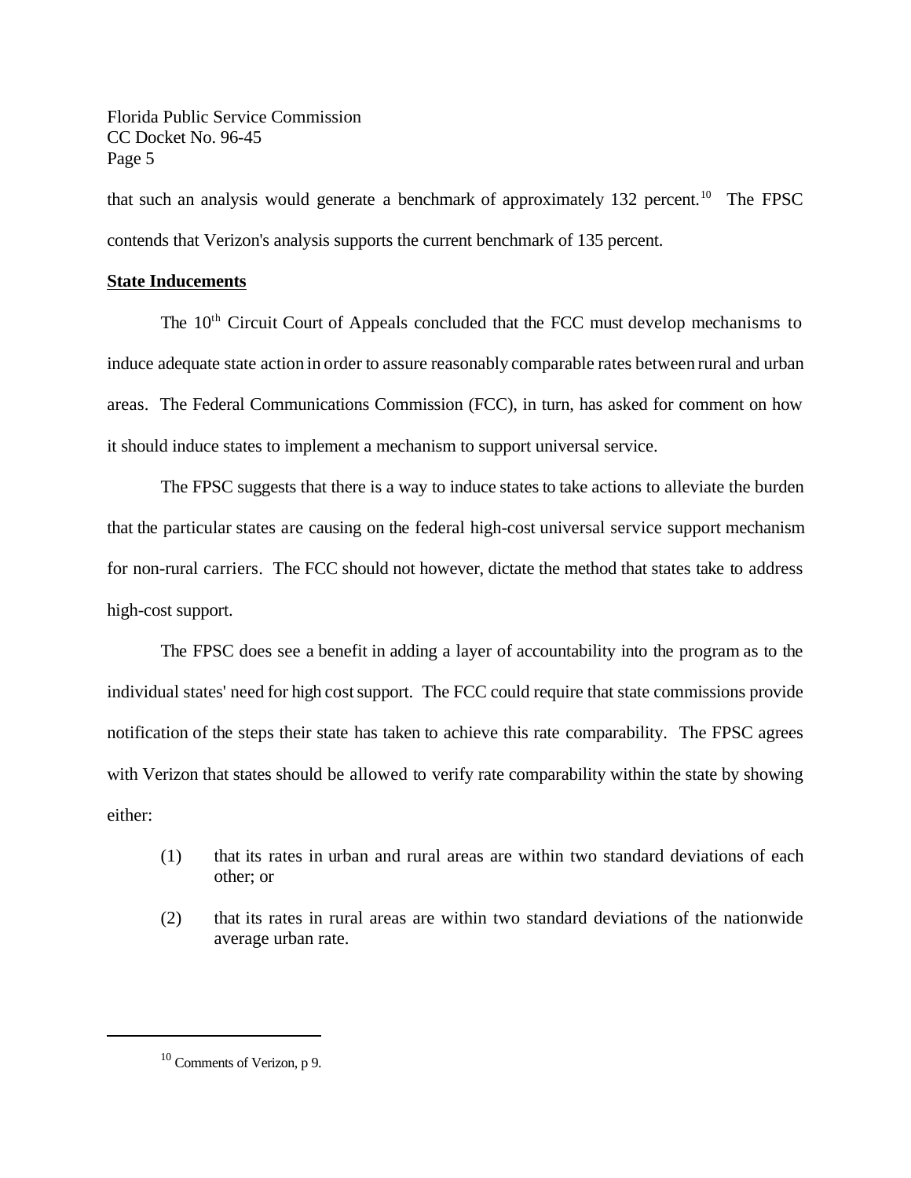that such an analysis would generate a benchmark of approximately 132 percent.[10] The FPSC contends that Verizon's analysis supports the current benchmark of 135 percent.

**State Inducements**

The 10th Circuit Court of Appeals concluded that the FCC must develop mechanisms to induce adequate state action in order to assure reasonably comparable rates between rural and urban areas. The Federal Communications Commission (FCC), in turn, has asked for comment on how it should induce states to implement a mechanism to support universal service.

The FPSC suggests that there is a way to induce states to take actions to alleviate the burden that the particular states are causing on the federal high-cost universal service support mechanism for non-rural carriers. The FCC should not however, dictate the method that states take to address high-cost support.

The FPSC does see a benefit in adding a layer of accountability into the program as to the individual states' need for high cost support. The FCC could require that state commissions provide notification of the steps their state has taken to achieve this rate comparability. The FPSC agrees with Verizon that states should be allowed to verify rate comparability within the state by showing either:

(1) that its rates in urban and rural areas are within two standard deviations of each other; or

(2) that its rates in rural areas are within two standard deviations of the nationwide average urban rate.

[10] Comments of Verizon, p 9.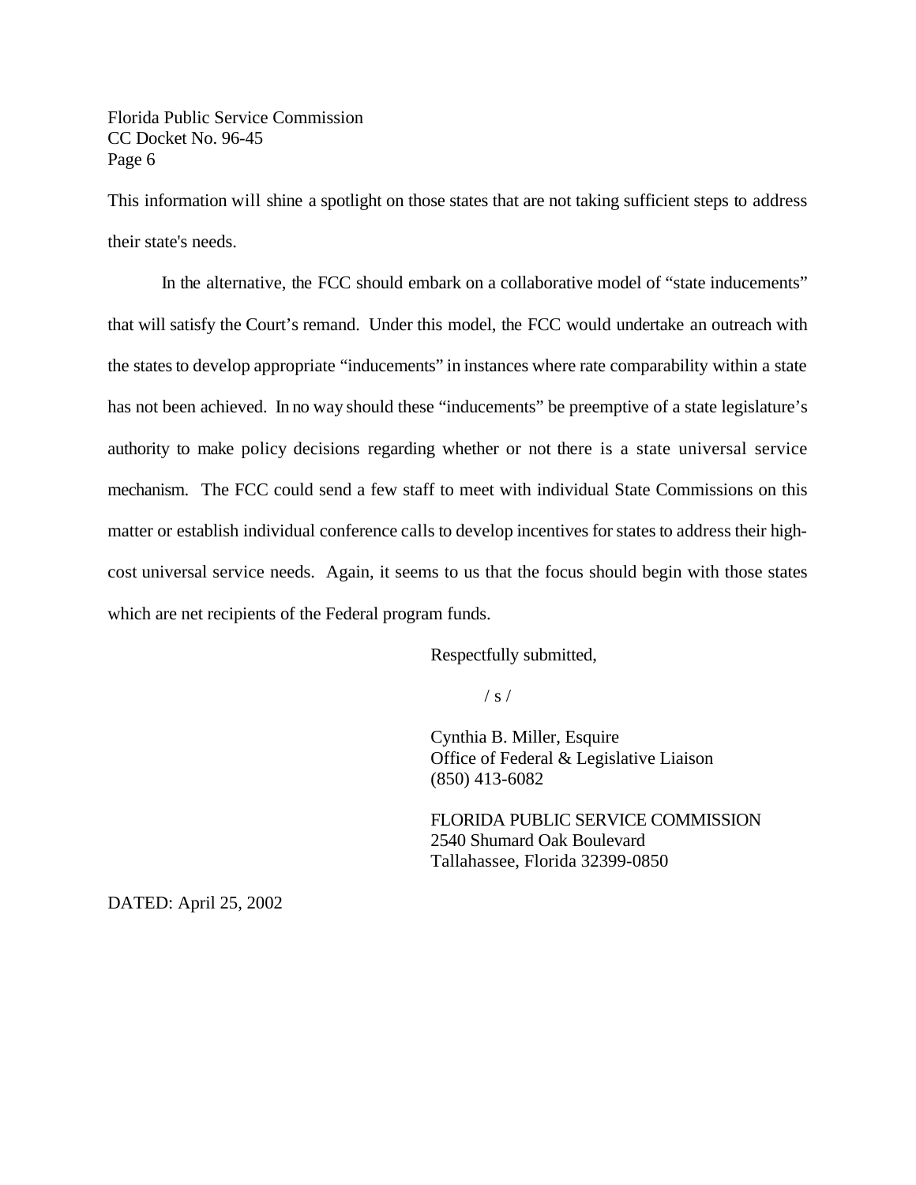This information will shine a spotlight on those states that are not taking sufficient steps to address their state's needs.

In the alternative, the FCC should embark on a collaborative model of "state inducements" that will satisfy the Court's remand. Under this model, the FCC would undertake an outreach with the states to develop appropriate "inducements" in instances where rate comparability within a state has not been achieved. In no way should these "inducements" be preemptive of a state legislature's authority to make policy decisions regarding whether or not there is a state universal service mechanism. The FCC could send a few staff to meet with individual State Commissions on this matter or establish individual conference calls to develop incentives for states to address their high-cost universal service needs. Again, it seems to us that the focus should begin with those states which are net recipients of the Federal program funds.

Respectfully submitted,

/ s /

Cynthia B. Miller, Esquire
Office of Federal & Legislative Liaison
(850) 413-6082

FLORIDA PUBLIC SERVICE COMMISSION
2540 Shumard Oak Boulevard
Tallahassee, Florida 32399-0850

DATED: April 25, 2002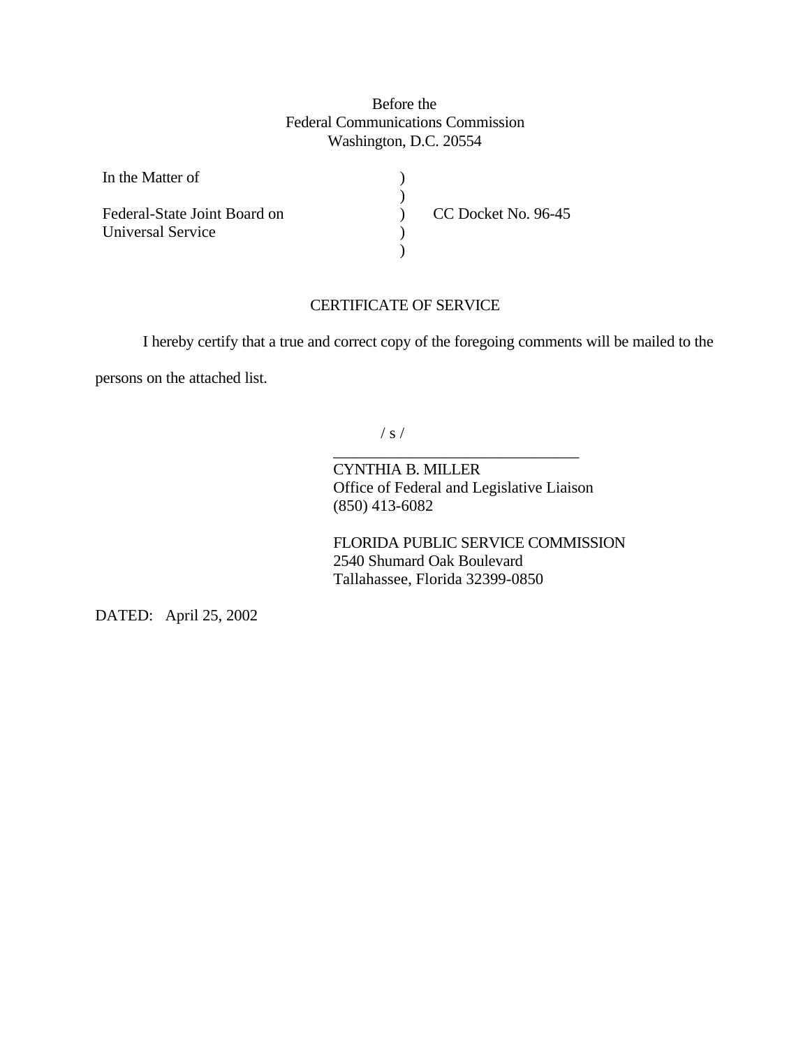Before the
Federal Communications Commission
Washington, D.C. 20554

| | | |
|---|---|---|
| In the Matter of | ) | |
| | ) | |
| Federal-State Joint Board on | ) | CC Docket No. 96-45 |
| Universal Service | ) | |
| | ) | |

CERTIFICATE OF SERVICE

I hereby certify that a true and correct copy of the foregoing comments will be mailed to the persons on the attached list.

/ s /
_______________________________
CYNTHIA B. MILLER
Office of Federal and Legislative Liaison
(850) 413-6082

FLORIDA PUBLIC SERVICE COMMISSION
2540 Shumard Oak Boulevard
Tallahassee, Florida 32399-0850

DATED: April 25, 2002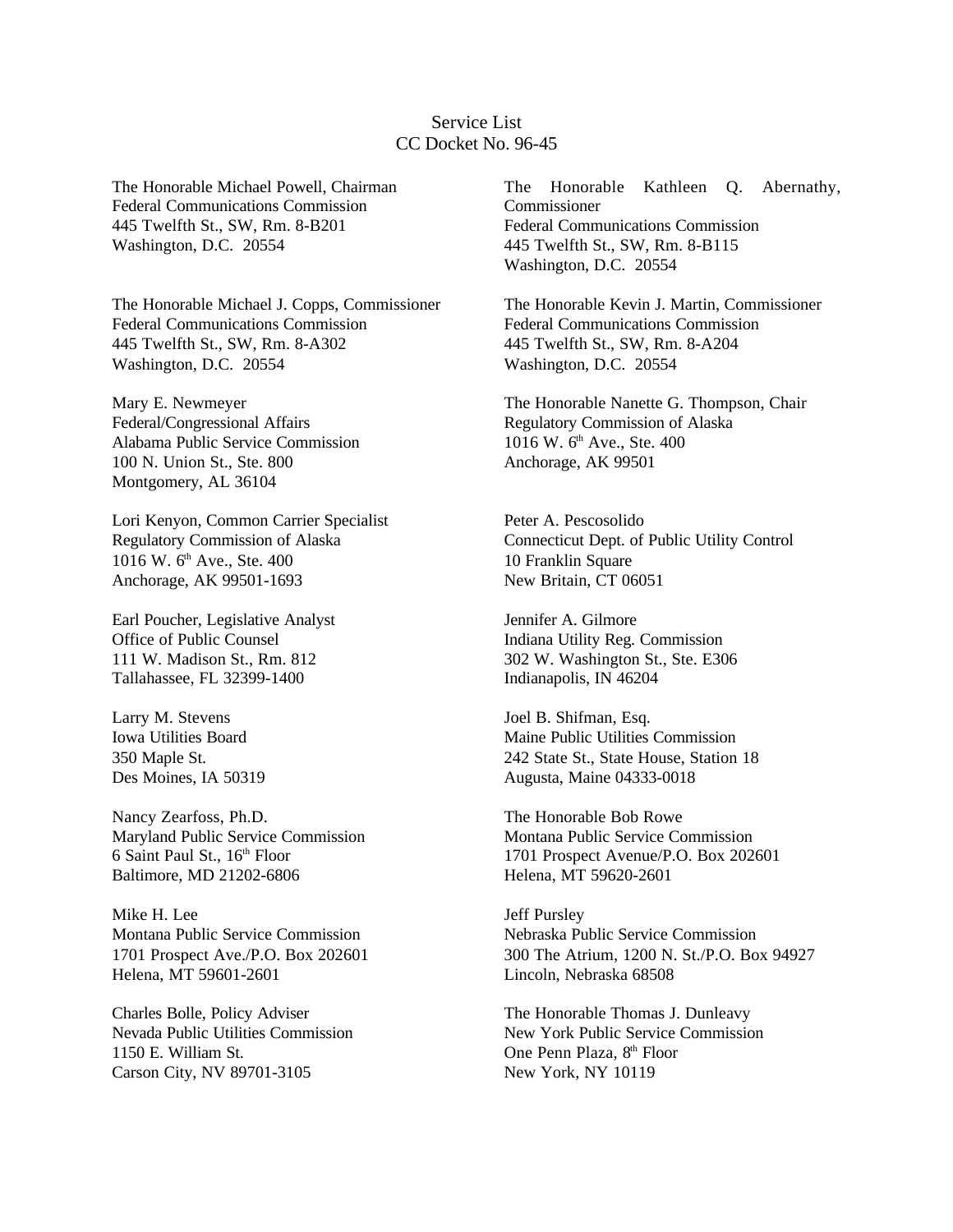Service List
CC Docket No. 96-45

The Honorable Michael Powell, Chairman
Federal Communications Commission
445 Twelfth St., SW, Rm. 8-B201
Washington, D.C. 20554

The Honorable Kathleen Q. Abernathy, Commissioner
Federal Communications Commission
445 Twelfth St., SW, Rm. 8-B115
Washington, D.C. 20554

The Honorable Michael J. Copps, Commissioner
Federal Communications Commission
445 Twelfth St., SW, Rm. 8-A302
Washington, D.C. 20554

The Honorable Kevin J. Martin, Commissioner
Federal Communications Commission
445 Twelfth St., SW, Rm. 8-A204
Washington, D.C. 20554

Mary E. Newmeyer
Federal/Congressional Affairs
Alabama Public Service Commission
100 N. Union St., Ste. 800
Montgomery, AL 36104

The Honorable Nanette G. Thompson, Chair
Regulatory Commission of Alaska
1016 W. 6th Ave., Ste. 400
Anchorage, AK 99501

Lori Kenyon, Common Carrier Specialist
Regulatory Commission of Alaska
1016 W. 6th Ave., Ste. 400
Anchorage, AK 99501-1693

Peter A. Pescosolido
Connecticut Dept. of Public Utility Control
10 Franklin Square
New Britain, CT 06051

Earl Poucher, Legislative Analyst
Office of Public Counsel
111 W. Madison St., Rm. 812
Tallahassee, FL 32399-1400

Jennifer A. Gilmore
Indiana Utility Reg. Commission
302 W. Washington St., Ste. E306
Indianapolis, IN 46204

Larry M. Stevens
Iowa Utilities Board
350 Maple St.
Des Moines, IA 50319

Joel B. Shifman, Esq.
Maine Public Utilities Commission
242 State St., State House, Station 18
Augusta, Maine 04333-0018

Nancy Zearfoss, Ph.D.
Maryland Public Service Commission
6 Saint Paul St., 16th Floor
Baltimore, MD 21202-6806

The Honorable Bob Rowe
Montana Public Service Commission
1701 Prospect Avenue/P.O. Box 202601
Helena, MT 59620-2601

Mike H. Lee
Montana Public Service Commission
1701 Prospect Ave./P.O. Box 202601
Helena, MT 59601-2601

Jeff Pursley
Nebraska Public Service Commission
300 The Atrium, 1200 N. St./P.O. Box 94927
Lincoln, Nebraska 68508

Charles Bolle, Policy Adviser
Nevada Public Utilities Commission
1150 E. William St.
Carson City, NV 89701-3105

The Honorable Thomas J. Dunleavy
New York Public Service Commission
One Penn Plaza, 8th Floor
New York, NY 10119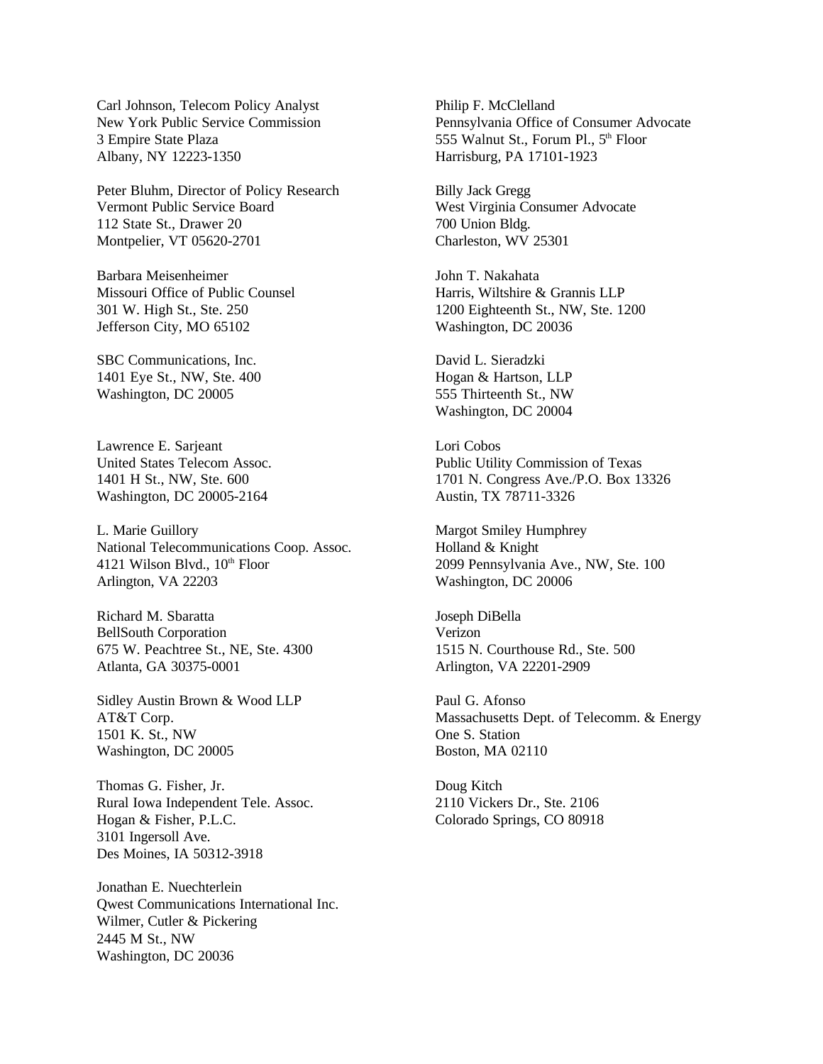Carl Johnson, Telecom Policy Analyst
New York Public Service Commission
3 Empire State Plaza
Albany, NY 12223-1350

Peter Bluhm, Director of Policy Research
Vermont Public Service Board
112 State St., Drawer 20
Montpelier, VT 05620-2701

Barbara Meisenheimer
Missouri Office of Public Counsel
301 W. High St., Ste. 250
Jefferson City, MO 65102

SBC Communications, Inc.
1401 Eye St., NW, Ste. 400
Washington, DC 20005

Lawrence E. Sarjeant
United States Telecom Assoc.
1401 H St., NW, Ste. 600
Washington, DC 20005-2164

L. Marie Guillory
National Telecommunications Coop. Assoc.
4121 Wilson Blvd., 10th Floor
Arlington, VA 22203

Richard M. Sbaratta
BellSouth Corporation
675 W. Peachtree St., NE, Ste. 4300
Atlanta, GA 30375-0001

Sidley Austin Brown & Wood LLP
AT&T Corp.
1501 K. St., NW
Washington, DC 20005

Thomas G. Fisher, Jr.
Rural Iowa Independent Tele. Assoc.
Hogan & Fisher, P.L.C.
3101 Ingersoll Ave.
Des Moines, IA 50312-3918

Jonathan E. Nuechterlein
Qwest Communications International Inc.
Wilmer, Cutler & Pickering
2445 M St., NW
Washington, DC 20036

Philip F. McClelland
Pennsylvania Office of Consumer Advocate
555 Walnut St., Forum Pl., 5th Floor
Harrisburg, PA 17101-1923

Billy Jack Gregg
West Virginia Consumer Advocate
700 Union Bldg.
Charleston, WV 25301

John T. Nakahata
Harris, Wiltshire & Grannis LLP
1200 Eighteenth St., NW, Ste. 1200
Washington, DC 20036

David L. Sieradzki
Hogan & Hartson, LLP
555 Thirteenth St., NW
Washington, DC 20004

Lori Cobos
Public Utility Commission of Texas
1701 N. Congress Ave./P.O. Box 13326
Austin, TX 78711-3326

Margot Smiley Humphrey
Holland & Knight
2099 Pennsylvania Ave., NW, Ste. 100
Washington, DC 20006

Joseph DiBella
Verizon
1515 N. Courthouse Rd., Ste. 500
Arlington, VA 22201-2909

Paul G. Afonso
Massachusetts Dept. of Telecomm. & Energy
One S. Station
Boston, MA 02110

Doug Kitch
2110 Vickers Dr., Ste. 2106
Colorado Springs, CO 80918